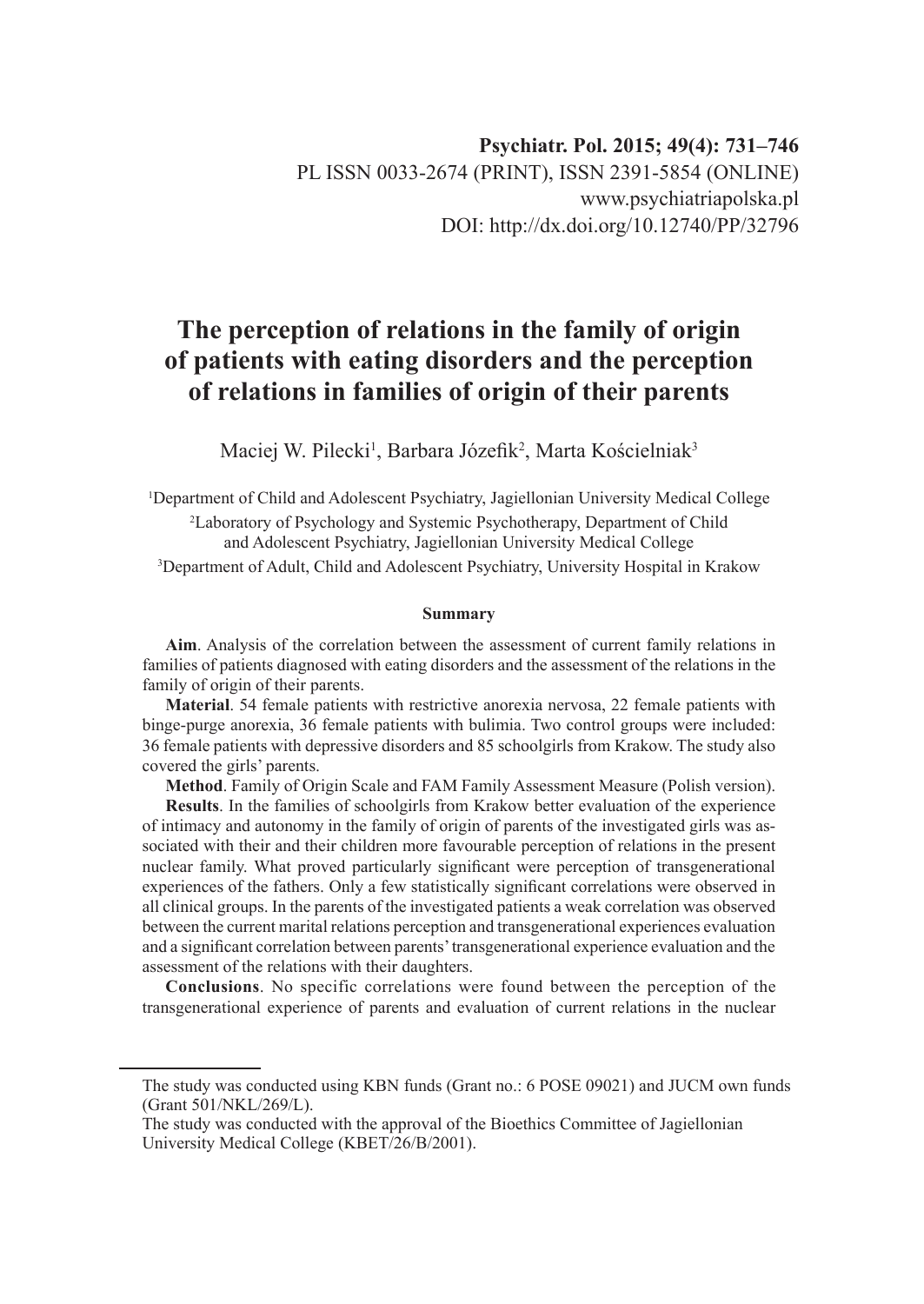Psychiatr. Pol. 2015; 49(4): 731–746
PL ISSN 0033-2674 (PRINT), ISSN 2391-5854 (ONLINE)
www.psychiatriapolska.pl
DOI: http://dx.doi.org/10.12740/PP/32796

# The perception of relations in the family of origin of patients with eating disorders and the perception of relations in families of origin of their parents

Maciej W. Pilecki[1], Barbara Józefik[2], Marta Kościelniak[3]

[1]Department of Child and Adolescent Psychiatry, Jagiellonian University Medical College
[2]Laboratory of Psychology and Systemic Psychotherapy, Department of Child and Adolescent Psychiatry, Jagiellonian University Medical College
[3]Department of Adult, Child and Adolescent Psychiatry, University Hospital in Krakow

#### Summary

**Aim**. Analysis of the correlation between the assessment of current family relations in families of patients diagnosed with eating disorders and the assessment of the relations in the family of origin of their parents.

**Material**. 54 female patients with restrictive anorexia nervosa, 22 female patients with binge-purge anorexia, 36 female patients with bulimia. Two control groups were included: 36 female patients with depressive disorders and 85 schoolgirls from Krakow. The study also covered the girls' parents.

**Method**. Family of Origin Scale and FAM Family Assessment Measure (Polish version).

**Results**. In the families of schoolgirls from Krakow better evaluation of the experience of intimacy and autonomy in the family of origin of parents of the investigated girls was associated with their and their children more favourable perception of relations in the present nuclear family. What proved particularly significant were perception of transgenerational experiences of the fathers. Only a few statistically significant correlations were observed in all clinical groups. In the parents of the investigated patients a weak correlation was observed between the current marital relations perception and transgenerational experiences evaluation and a significant correlation between parents' transgenerational experience evaluation and the assessment of the relations with their daughters.

**Conclusions**. No specific correlations were found between the perception of the transgenerational experience of parents and evaluation of current relations in the nuclear

---

The study was conducted using KBN funds (Grant no.: 6 POSE 09021) and JUCM own funds (Grant 501/NKL/269/L).

The study was conducted with the approval of the Bioethics Committee of Jagiellonian University Medical College (KBET/26/B/2001).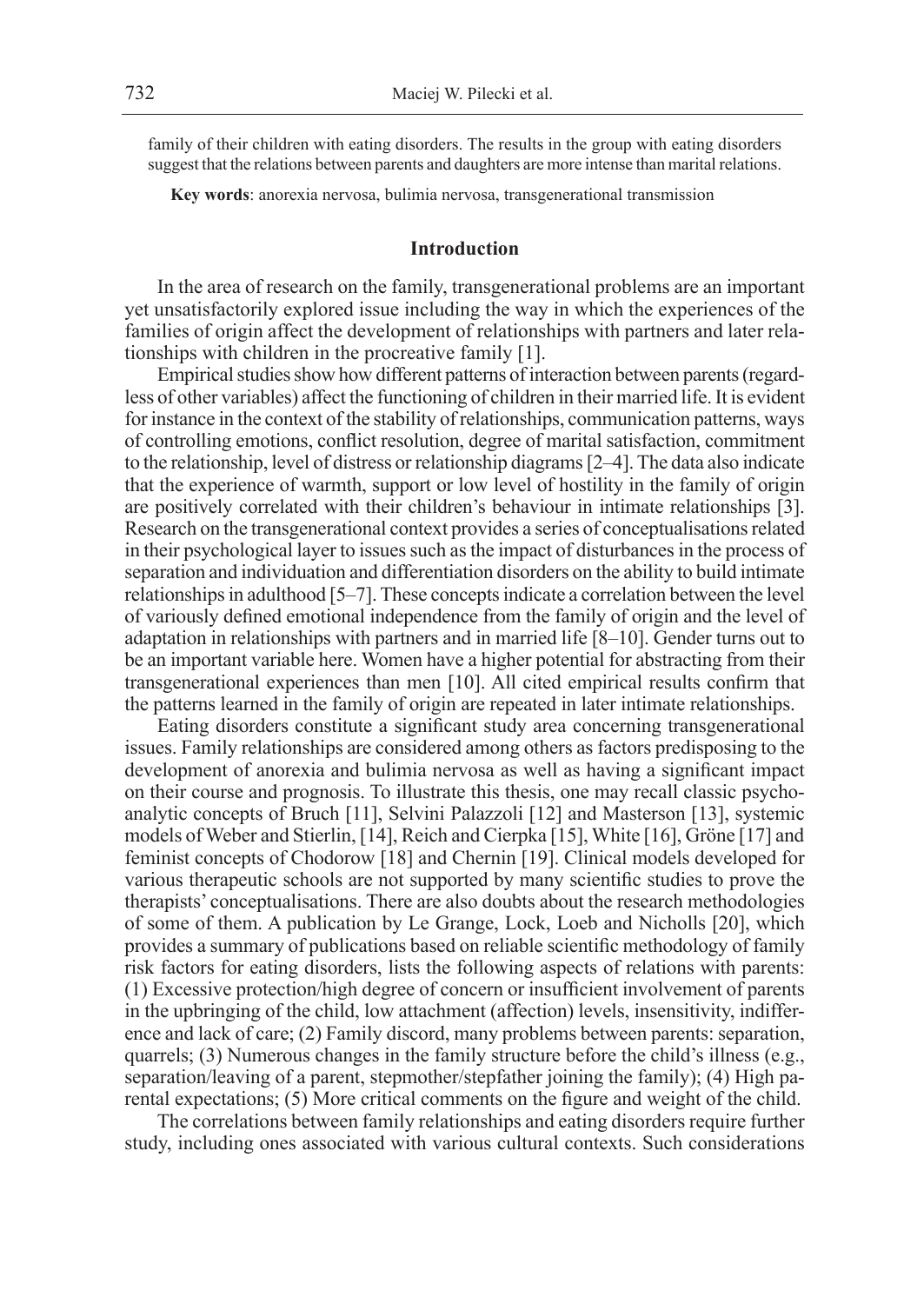family of their children with eating disorders. The results in the group with eating disorders suggest that the relations between parents and daughters are more intense than marital relations.

**Key words**: anorexia nervosa, bulimia nervosa, transgenerational transmission

## Introduction

In the area of research on the family, transgenerational problems are an important yet unsatisfactorily explored issue including the way in which the experiences of the families of origin affect the development of relationships with partners and later relationships with children in the procreative family [1].

Empirical studies show how different patterns of interaction between parents (regardless of other variables) affect the functioning of children in their married life. It is evident for instance in the context of the stability of relationships, communication patterns, ways of controlling emotions, conflict resolution, degree of marital satisfaction, commitment to the relationship, level of distress or relationship diagrams [2–4]. The data also indicate that the experience of warmth, support or low level of hostility in the family of origin are positively correlated with their children's behaviour in intimate relationships [3]. Research on the transgenerational context provides a series of conceptualisations related in their psychological layer to issues such as the impact of disturbances in the process of separation and individuation and differentiation disorders on the ability to build intimate relationships in adulthood [5–7]. These concepts indicate a correlation between the level of variously defined emotional independence from the family of origin and the level of adaptation in relationships with partners and in married life [8–10]. Gender turns out to be an important variable here. Women have a higher potential for abstracting from their transgenerational experiences than men [10]. All cited empirical results confirm that the patterns learned in the family of origin are repeated in later intimate relationships.

Eating disorders constitute a significant study area concerning transgenerational issues. Family relationships are considered among others as factors predisposing to the development of anorexia and bulimia nervosa as well as having a significant impact on their course and prognosis. To illustrate this thesis, one may recall classic psychoanalytic concepts of Bruch [11], Selvini Palazzoli [12] and Masterson [13], systemic models of Weber and Stierlin, [14], Reich and Cierpka [15], White [16], Gröne [17] and feminist concepts of Chodorow [18] and Chernin [19]. Clinical models developed for various therapeutic schools are not supported by many scientific studies to prove the therapists' conceptualisations. There are also doubts about the research methodologies of some of them. A publication by Le Grange, Lock, Loeb and Nicholls [20], which provides a summary of publications based on reliable scientific methodology of family risk factors for eating disorders, lists the following aspects of relations with parents: (1) Excessive protection/high degree of concern or insufficient involvement of parents in the upbringing of the child, low attachment (affection) levels, insensitivity, indifference and lack of care; (2) Family discord, many problems between parents: separation, quarrels; (3) Numerous changes in the family structure before the child's illness (e.g., separation/leaving of a parent, stepmother/stepfather joining the family); (4) High parental expectations; (5) More critical comments on the figure and weight of the child.

The correlations between family relationships and eating disorders require further study, including ones associated with various cultural contexts. Such considerations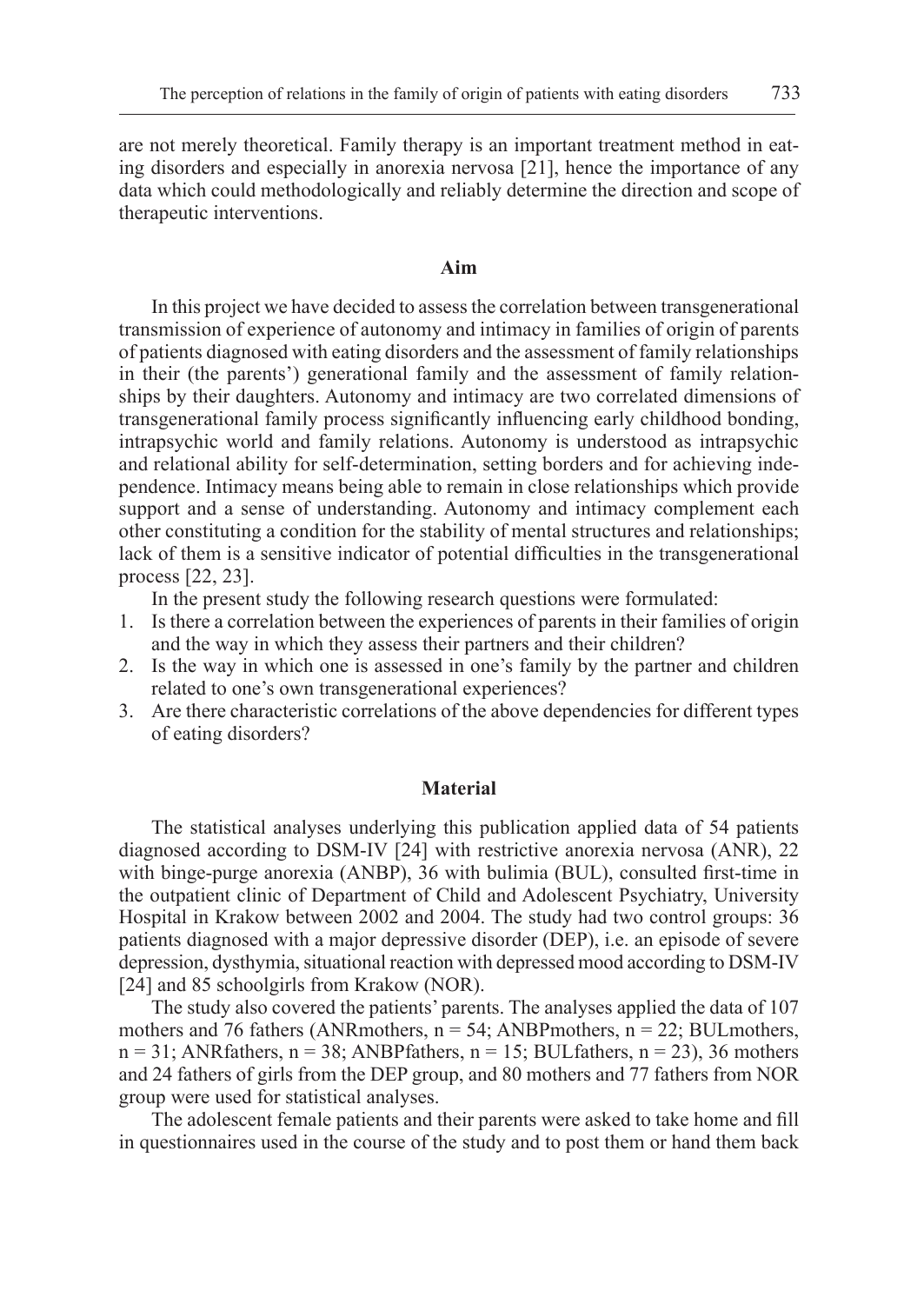are not merely theoretical. Family therapy is an important treatment method in eating disorders and especially in anorexia nervosa [21], hence the importance of any data which could methodologically and reliably determine the direction and scope of therapeutic interventions.

## Aim

In this project we have decided to assess the correlation between transgenerational transmission of experience of autonomy and intimacy in families of origin of parents of patients diagnosed with eating disorders and the assessment of family relationships in their (the parents') generational family and the assessment of family relationships by their daughters. Autonomy and intimacy are two correlated dimensions of transgenerational family process significantly influencing early childhood bonding, intrapsychic world and family relations. Autonomy is understood as intrapsychic and relational ability for self-determination, setting borders and for achieving independence. Intimacy means being able to remain in close relationships which provide support and a sense of understanding. Autonomy and intimacy complement each other constituting a condition for the stability of mental structures and relationships; lack of them is a sensitive indicator of potential difficulties in the transgenerational process [22, 23].

In the present study the following research questions were formulated:

1. Is there a correlation between the experiences of parents in their families of origin and the way in which they assess their partners and their children?
2. Is the way in which one is assessed in one's family by the partner and children related to one's own transgenerational experiences?
3. Are there characteristic correlations of the above dependencies for different types of eating disorders?

## Material

The statistical analyses underlying this publication applied data of 54 patients diagnosed according to DSM-IV [24] with restrictive anorexia nervosa (ANR), 22 with binge-purge anorexia (ANBP), 36 with bulimia (BUL), consulted first-time in the outpatient clinic of Department of Child and Adolescent Psychiatry, University Hospital in Krakow between 2002 and 2004. The study had two control groups: 36 patients diagnosed with a major depressive disorder (DEP), i.e. an episode of severe depression, dysthymia, situational reaction with depressed mood according to DSM-IV [24] and 85 schoolgirls from Krakow (NOR).

The study also covered the patients' parents. The analyses applied the data of 107 mothers and 76 fathers (ANRmothers, n = 54; ANBPmothers, n = 22; BULmothers, n = 31; ANRfathers, n = 38; ANBPfathers, n = 15; BULfathers, n = 23), 36 mothers and 24 fathers of girls from the DEP group, and 80 mothers and 77 fathers from NOR group were used for statistical analyses.

The adolescent female patients and their parents were asked to take home and fill in questionnaires used in the course of the study and to post them or hand them back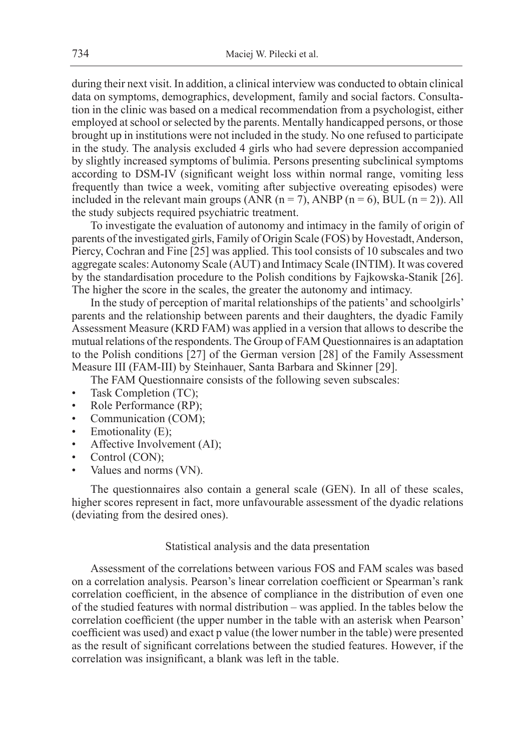during their next visit. In addition, a clinical interview was conducted to obtain clinical data on symptoms, demographics, development, family and social factors. Consultation in the clinic was based on a medical recommendation from a psychologist, either employed at school or selected by the parents. Mentally handicapped persons, or those brought up in institutions were not included in the study. No one refused to participate in the study. The analysis excluded 4 girls who had severe depression accompanied by slightly increased symptoms of bulimia. Persons presenting subclinical symptoms according to DSM-IV (significant weight loss within normal range, vomiting less frequently than twice a week, vomiting after subjective overeating episodes) were included in the relevant main groups (ANR ($n = 7$), ANBP ($n = 6$), BUL ($n = 2$)). All the study subjects required psychiatric treatment.

To investigate the evaluation of autonomy and intimacy in the family of origin of parents of the investigated girls, Family of Origin Scale (FOS) by Hovestadt, Anderson, Piercy, Cochran and Fine [25] was applied. This tool consists of 10 subscales and two aggregate scales: Autonomy Scale (AUT) and Intimacy Scale (INTIM). It was covered by the standardisation procedure to the Polish conditions by Fajkowska-Stanik [26]. The higher the score in the scales, the greater the autonomy and intimacy.

In the study of perception of marital relationships of the patients' and schoolgirls' parents and the relationship between parents and their daughters, the dyadic Family Assessment Measure (KRD FAM) was applied in a version that allows to describe the mutual relations of the respondents. The Group of FAM Questionnaires is an adaptation to the Polish conditions [27] of the German version [28] of the Family Assessment Measure III (FAM-III) by Steinhauer, Santa Barbara and Skinner [29].

The FAM Questionnaire consists of the following seven subscales:

- Task Completion (TC);
- Role Performance (RP);
- Communication (COM);
- Emotionality (E);
- Affective Involvement (AI);
- Control (CON);
- Values and norms (VN).

The questionnaires also contain a general scale (GEN). In all of these scales, higher scores represent in fact, more unfavourable assessment of the dyadic relations (deviating from the desired ones).

## Statistical analysis and the data presentation

Assessment of the correlations between various FOS and FAM scales was based on a correlation analysis. Pearson's linear correlation coefficient or Spearman's rank correlation coefficient, in the absence of compliance in the distribution of even one of the studied features with normal distribution – was applied. In the tables below the correlation coefficient (the upper number in the table with an asterisk when Pearson' coefficient was used) and exact p value (the lower number in the table) were presented as the result of significant correlations between the studied features. However, if the correlation was insignificant, a blank was left in the table.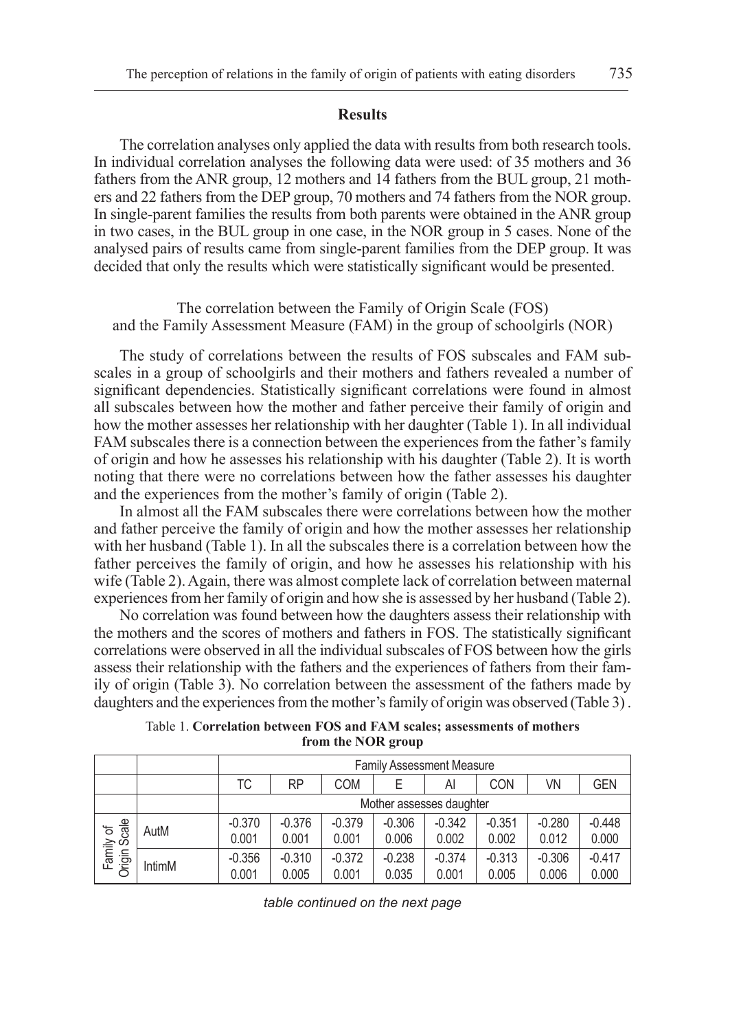## Results

The correlation analyses only applied the data with results from both research tools. In individual correlation analyses the following data were used: of 35 mothers and 36 fathers from the ANR group, 12 mothers and 14 fathers from the BUL group, 21 mothers and 22 fathers from the DEP group, 70 mothers and 74 fathers from the NOR group. In single-parent families the results from both parents were obtained in the ANR group in two cases, in the BUL group in one case, in the NOR group in 5 cases. None of the analysed pairs of results came from single-parent families from the DEP group. It was decided that only the results which were statistically significant would be presented.

### The correlation between the Family of Origin Scale (FOS) and the Family Assessment Measure (FAM) in the group of schoolgirls (NOR)

The study of correlations between the results of FOS subscales and FAM subscales in a group of schoolgirls and their mothers and fathers revealed a number of significant dependencies. Statistically significant correlations were found in almost all subscales between how the mother and father perceive their family of origin and how the mother assesses her relationship with her daughter (Table 1). In all individual FAM subscales there is a connection between the experiences from the father's family of origin and how he assesses his relationship with his daughter (Table 2). It is worth noting that there were no correlations between how the father assesses his daughter and the experiences from the mother's family of origin (Table 2).

In almost all the FAM subscales there were correlations between how the mother and father perceive the family of origin and how the mother assesses her relationship with her husband (Table 1). In all the subscales there is a correlation between how the father perceives the family of origin, and how he assesses his relationship with his wife (Table 2). Again, there was almost complete lack of correlation between maternal experiences from her family of origin and how she is assessed by her husband (Table 2).

No correlation was found between how the daughters assess their relationship with the mothers and the scores of mothers and fathers in FOS. The statistically significant correlations were observed in all the individual subscales of FOS between how the girls assess their relationship with the fathers and the experiences of fathers from their family of origin (Table 3). No correlation between the assessment of the fathers made by daughters and the experiences from the mother's family of origin was observed (Table 3).

Table 1. **Correlation between FOS and FAM scales; assessments of mothers from the NOR group**

| | | Family Assessment Measure | | | | | | | |
|---|---|---|---|---|---|---|---|---|---|
| | | TC | RP | COM | E | AI | CON | VN | GEN |
| | | Mother assesses daughter | | | | | | | |
| Family of Origin Scale | AutM | -0.370<br>0.001 | -0.376<br>0.001 | -0.379<br>0.001 | -0.306<br>0.006 | -0.342<br>0.002 | -0.351<br>0.002 | -0.280<br>0.012 | -0.448<br>0.000 |
| | IntimM | -0.356<br>0.001 | -0.310<br>0.005 | -0.372<br>0.001 | -0.238<br>0.035 | -0.374<br>0.001 | -0.313<br>0.005 | -0.306<br>0.006 | -0.417<br>0.000 |

*table continued on the next page*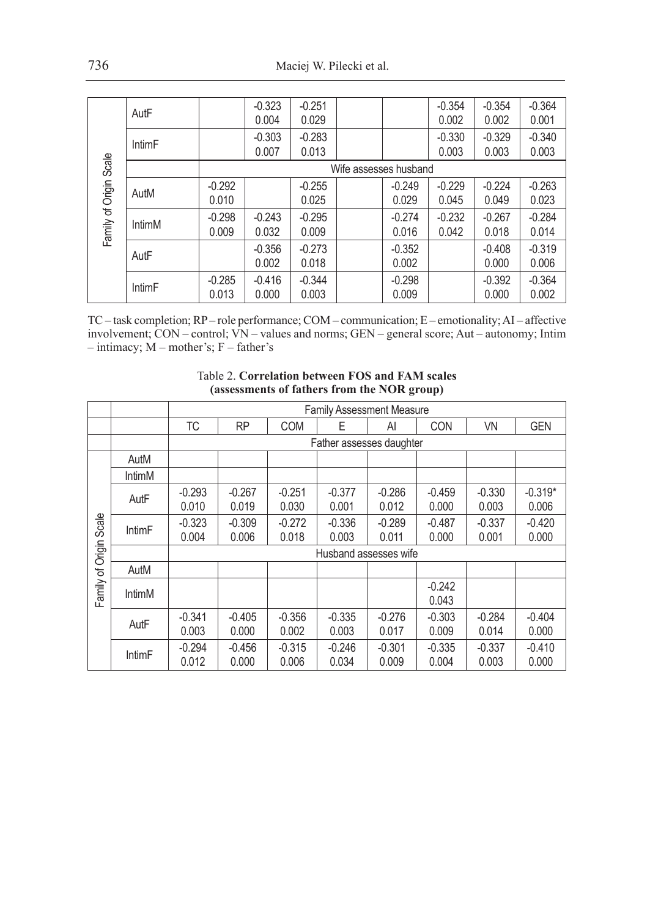| | | TC | RP | COM | E | AI | CON | VN | GEN |
|---|---|---|---|---|---|---|---|---|---|
| Family of Origin Scale | AutF | | -0.323<br>0.004 | -0.251<br>0.029 | | | -0.354<br>0.002 | -0.354<br>0.002 | -0.364<br>0.001 |
| | IntimF | | -0.303<br>0.007 | -0.283<br>0.013 | | | -0.330<br>0.003 | -0.329<br>0.003 | -0.340<br>0.003 |
| | | Wife assesses husband | | | | | | | |
| | AutM | -0.292<br>0.010 | | -0.255<br>0.025 | | -0.249<br>0.029 | -0.229<br>0.045 | -0.224<br>0.049 | -0.263<br>0.023 |
| | IntimM | -0.298<br>0.009 | -0.243<br>0.032 | -0.295<br>0.009 | | -0.274<br>0.016 | -0.232<br>0.042 | -0.267<br>0.018 | -0.284<br>0.014 |
| | AutF | | -0.356<br>0.002 | -0.273<br>0.018 | | -0.352<br>0.002 | | -0.408<br>0.000 | -0.319<br>0.006 |
| | IntimF | -0.285<br>0.013 | -0.416<br>0.000 | -0.344<br>0.003 | | -0.298<br>0.009 | | -0.392<br>0.000 | -0.364<br>0.002 |

TC – task completion; RP – role performance; COM – communication; E – emotionality; AI – affective involvement; CON – control; VN – values and norms; GEN – general score; Aut – autonomy; Intim – intimacy; M – mother's; F – father's

Table 2. **Correlation between FOS and FAM scales (assessments of fathers from the NOR group)**

| | | Family Assessment Measure | | | | | | | |
|---|---|---|---|---|---|---|---|---|---|
| | | TC | RP | COM | E | AI | CON | VN | GEN |
| | | Father assesses daughter | | | | | | | |
| Family of Origin Scale | AutM | | | | | | | | |
| | IntimM | | | | | | | | |
| | AutF | -0.293<br>0.010 | -0.267<br>0.019 | -0.251<br>0.030 | -0.377<br>0.001 | -0.286<br>0.012 | -0.459<br>0.000 | -0.330<br>0.003 | -0.319*<br>0.006 |
| | IntimF | -0.323<br>0.004 | -0.309<br>0.006 | -0.272<br>0.018 | -0.336<br>0.003 | -0.289<br>0.011 | -0.487<br>0.000 | -0.337<br>0.001 | -0.420<br>0.000 |
| | | Husband assesses wife | | | | | | | |
| | AutM | | | | | | | | |
| | IntimM | | | | | | -0.242<br>0.043 | | |
| | AutF | -0.341<br>0.003 | -0.405<br>0.000 | -0.356<br>0.002 | -0.335<br>0.003 | -0.276<br>0.017 | -0.303<br>0.009 | -0.284<br>0.014 | -0.404<br>0.000 |
| | IntimF | -0.294<br>0.012 | -0.456<br>0.000 | -0.315<br>0.006 | -0.246<br>0.034 | -0.301<br>0.009 | -0.335<br>0.004 | -0.337<br>0.003 | -0.410<br>0.000 |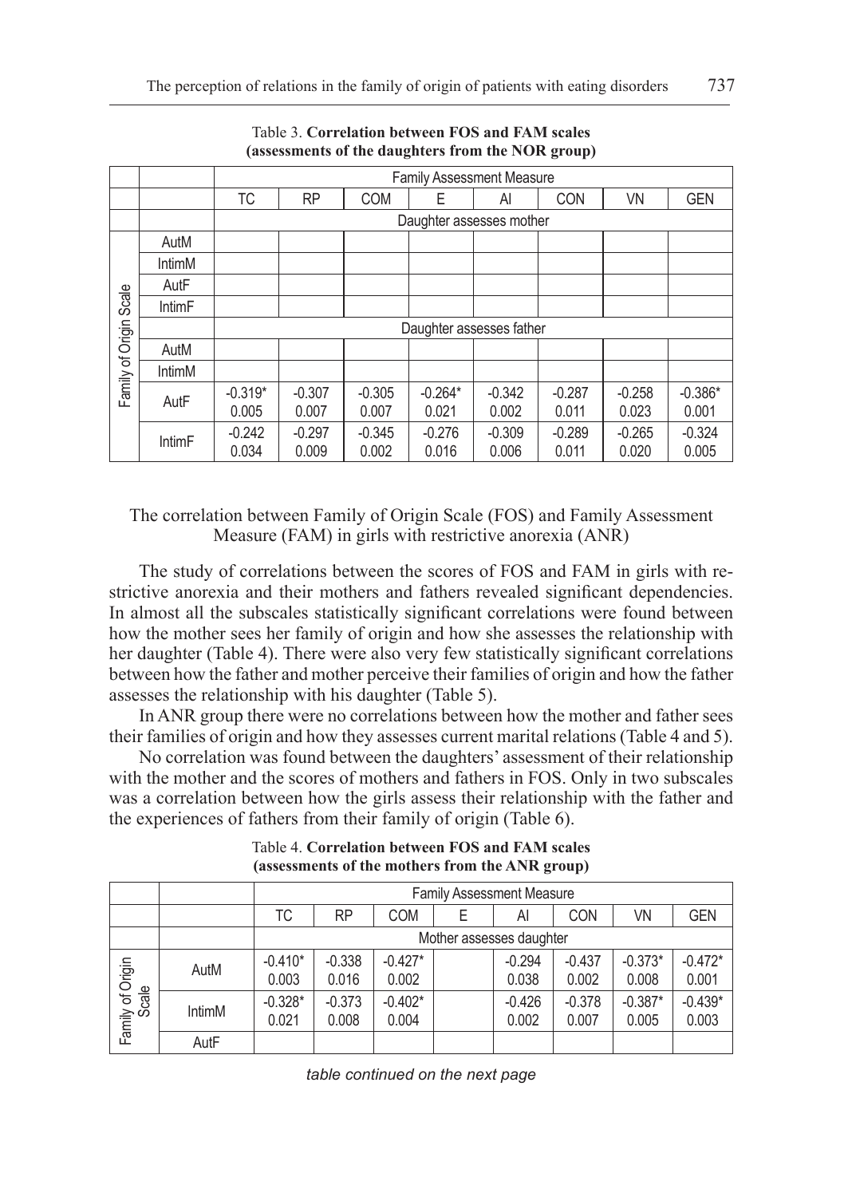Table 3. **Correlation between FOS and FAM scales (assessments of the daughters from the NOR group)**

| | | Family Assessment Measure | | | | | | | |
|---|---|---|---|---|---|---|---|---|---|
| | | TC | RP | COM | E | AI | CON | VN | GEN |
| | | Daughter assesses mother | | | | | | | |
| Family of Origin Scale | AutM | | | | | | | | |
| | IntimM | | | | | | | | |
| | AutF | | | | | | | | |
| | IntimF | | | | | | | | |
| | | Daughter assesses father | | | | | | | |
| | AutM | | | | | | | | |
| | IntimM | | | | | | | | |
| | AutF | -0.319* 0.005 | -0.307 0.007 | -0.305 0.007 | -0.264* 0.021 | -0.342 0.002 | -0.287 0.011 | -0.258 0.023 | -0.386* 0.001 |
| | IntimF | -0.242 0.034 | -0.297 0.009 | -0.345 0.002 | -0.276 0.016 | -0.309 0.006 | -0.289 0.011 | -0.265 0.020 | -0.324 0.005 |

The correlation between Family of Origin Scale (FOS) and Family Assessment Measure (FAM) in girls with restrictive anorexia (ANR)

The study of correlations between the scores of FOS and FAM in girls with restrictive anorexia and their mothers and fathers revealed significant dependencies. In almost all the subscales statistically significant correlations were found between how the mother sees her family of origin and how she assesses the relationship with her daughter (Table 4). There were also very few statistically significant correlations between how the father and mother perceive their families of origin and how the father assesses the relationship with his daughter (Table 5).

In ANR group there were no correlations between how the mother and father sees their families of origin and how they assesses current marital relations (Table 4 and 5).

No correlation was found between the daughters' assessment of their relationship with the mother and the scores of mothers and fathers in FOS. Only in two subscales was a correlation between how the girls assess their relationship with the father and the experiences of fathers from their family of origin (Table 6).

Table 4. **Correlation between FOS and FAM scales (assessments of the mothers from the ANR group)**

| | | Family Assessment Measure | | | | | | | |
|---|---|---|---|---|---|---|---|---|---|
| | | TC | RP | COM | E | AI | CON | VN | GEN |
| | | Mother assesses daughter | | | | | | | |
| Family of Origin Scale | AutM | -0.410* 0.003 | -0.338 0.016 | -0.427* 0.002 | | -0.294 0.038 | -0.437 0.002 | -0.373* 0.008 | -0.472* 0.001 |
| | IntimM | -0.328* 0.021 | -0.373 0.008 | -0.402* 0.004 | | -0.426 0.002 | -0.378 0.007 | -0.387* 0.005 | -0.439* 0.003 |
| | AutF | | | | | | | | |

*table continued on the next page*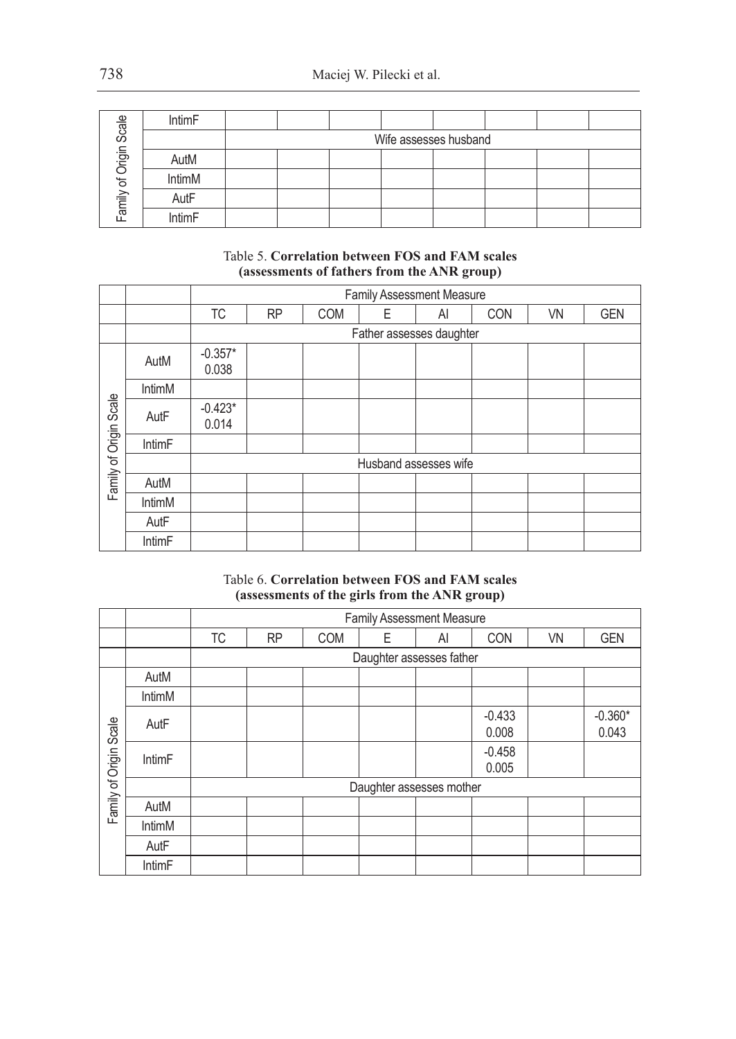| | | | | | | | | | |
|---|---|---|---|---|---|---|---|---|---|
| Family of Origin Scale | IntimF | | | | | | | | |
| | | Wife assesses husband | | | | | | | |
| | AutM | | | | | | | | |
| | IntimM | | | | | | | | |
| | AutF | | | | | | | | |
| | IntimF | | | | | | | | |

Table 5. **Correlation between FOS and FAM scales (assessments of fathers from the ANR group)**

| | | Family Assessment Measure | | | | | | | |
|---|---|---|---|---|---|---|---|---|---|
| | | TC | RP | COM | E | AI | CON | VN | GEN |
| | | Father assesses daughter | | | | | | | |
| Family of Origin Scale | AutM | -0.357* 0.038 | | | | | | | |
| | IntimM | | | | | | | | |
| | AutF | -0.423* 0.014 | | | | | | | |
| | IntimF | | | | | | | | |
| | | Husband assesses wife | | | | | | | |
| | AutM | | | | | | | | |
| | IntimM | | | | | | | | |
| | AutF | | | | | | | | |
| | IntimF | | | | | | | | |

Table 6. **Correlation between FOS and FAM scales (assessments of the girls from the ANR group)**

| | | Family Assessment Measure | | | | | | | |
|---|---|---|---|---|---|---|---|---|---|
| | | TC | RP | COM | E | AI | CON | VN | GEN |
| | | Daughter assesses father | | | | | | | |
| Family of Origin Scale | AutM | | | | | | | | |
| | IntimM | | | | | | | | |
| | AutF | | | | | | -0.433 0.008 | | -0.360* 0.043 |
| | IntimF | | | | | | -0.458 0.005 | | |
| | | Daughter assesses mother | | | | | | | |
| | AutM | | | | | | | | |
| | IntimM | | | | | | | | |
| | AutF | | | | | | | | |
| | IntimF | | | | | | | | |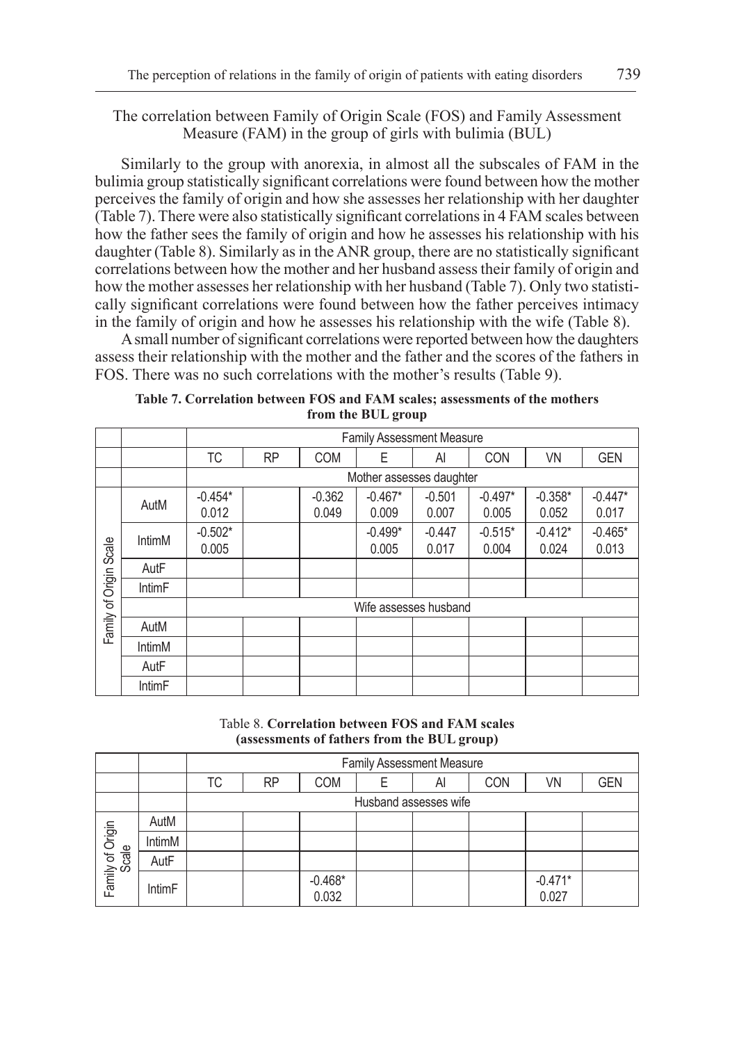The correlation between Family of Origin Scale (FOS) and Family Assessment Measure (FAM) in the group of girls with bulimia (BUL)

Similarly to the group with anorexia, in almost all the subscales of FAM in the bulimia group statistically significant correlations were found between how the mother perceives the family of origin and how she assesses her relationship with her daughter (Table 7). There were also statistically significant correlations in 4 FAM scales between how the father sees the family of origin and how he assesses his relationship with his daughter (Table 8). Similarly as in the ANR group, there are no statistically significant correlations between how the mother and her husband assess their family of origin and how the mother assesses her relationship with her husband (Table 7). Only two statistically significant correlations were found between how the father perceives intimacy in the family of origin and how he assesses his relationship with the wife (Table 8).

A small number of significant correlations were reported between how the daughters assess their relationship with the mother and the father and the scores of the fathers in FOS. There was no such correlations with the mother's results (Table 9).

**Table 7. Correlation between FOS and FAM scales; assessments of the mothers from the BUL group**

| | | Family Assessment Measure | | | | | | | |
|---|---|---|---|---|---|---|---|---|---|
| | | TC | RP | COM | E | AI | CON | VN | GEN |
| | | Mother assesses daughter | | | | | | | |
| Family of Origin Scale | AutM | -0.454* 0.012 | | -0.362 0.049 | -0.467* 0.009 | -0.501 0.007 | -0.497* 0.005 | -0.358* 0.052 | -0.447* 0.017 |
| | IntimM | -0.502* 0.005 | | | -0.499* 0.005 | -0.447 0.017 | -0.515* 0.004 | -0.412* 0.024 | -0.465* 0.013 |
| | AutF | | | | | | | | |
| | IntimF | | | | | | | | |
| | | Wife assesses husband | | | | | | | |
| | AutM | | | | | | | | |
| | IntimM | | | | | | | | |
| | AutF | | | | | | | | |
| | IntimF | | | | | | | | |

Table 8. **Correlation between FOS and FAM scales (assessments of fathers from the BUL group)**

| | | Family Assessment Measure | | | | | | | |
|---|---|---|---|---|---|---|---|---|---|
| | | TC | RP | COM | E | AI | CON | VN | GEN |
| | | Husband assesses wife | | | | | | | |
| Family of Origin Scale | AutM | | | | | | | | |
| | IntimM | | | | | | | | |
| | AutF | | | | | | | | |
| | IntimF | | | -0.468* 0.032 | | | | -0.471* 0.027 | |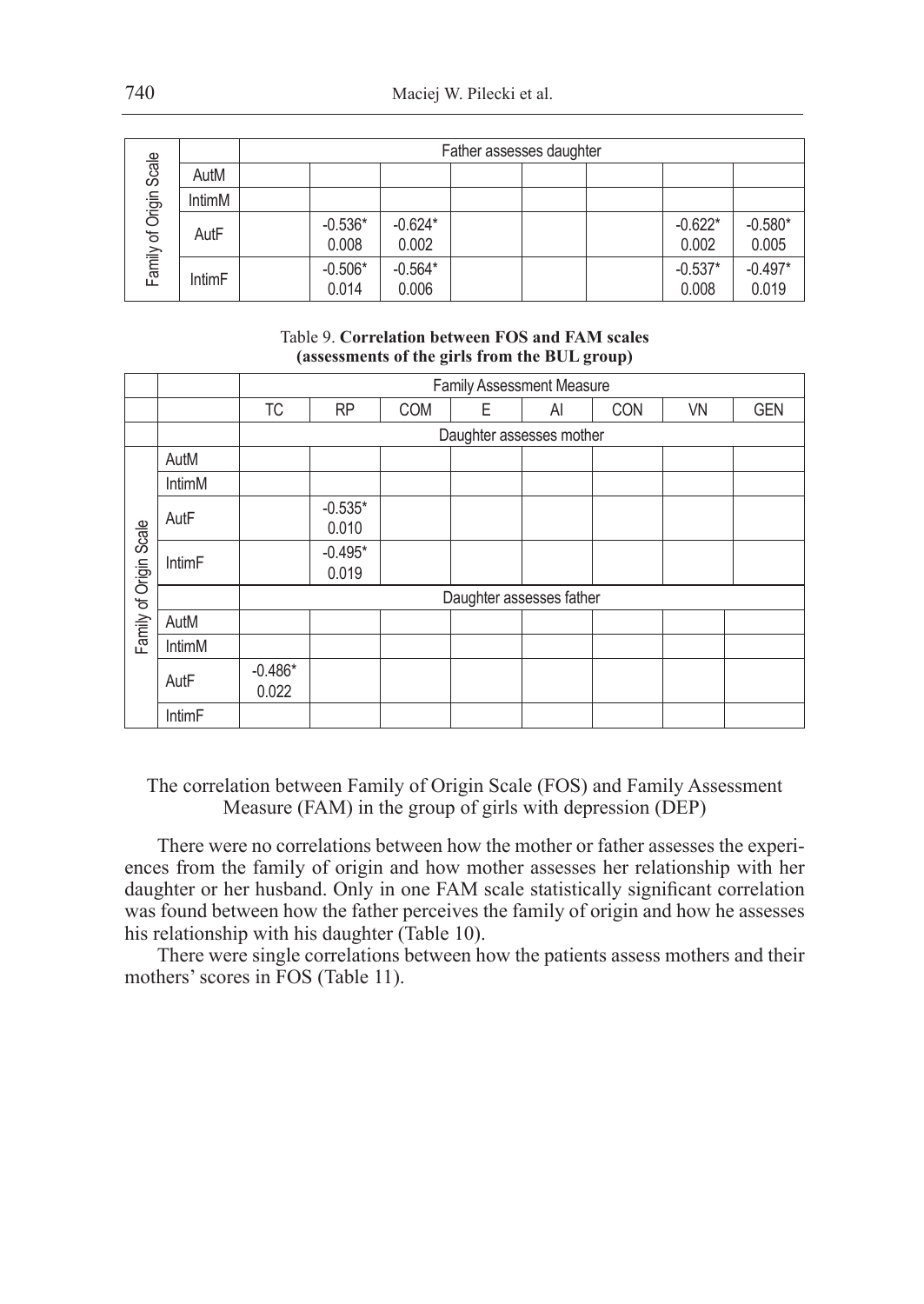| | | Father assesses daughter | | | | | | | |
|---|---|---|---|---|---|---|---|---|---|
| Family of Origin Scale | AutM | | | | | | | | |
| | IntimM | | | | | | | | |
| | AutF | | -0.536* 0.008 | -0.624* 0.002 | | | | -0.622* 0.002 | -0.580* 0.005 |
| | IntimF | | -0.506* 0.014 | -0.564* 0.006 | | | | -0.537* 0.008 | -0.497* 0.019 |

Table 9. **Correlation between FOS and FAM scales (assessments of the girls from the BUL group)**

| | | Family Assessment Measure | | | | | | | |
|---|---|---|---|---|---|---|---|---|---|
| | | TC | RP | COM | E | AI | CON | VN | GEN |
| | | Daughter assesses mother | | | | | | | |
| Family of Origin Scale | AutM | | | | | | | | |
| | IntimM | | | | | | | | |
| | AutF | | -0.535* 0.010 | | | | | | |
| | IntimF | | -0.495* 0.019 | | | | | | |
| | | Daughter assesses father | | | | | | | |
| | AutM | | | | | | | | |
| | IntimM | | | | | | | | |
| | AutF | -0.486* 0.022 | | | | | | | |
| | IntimF | | | | | | | | |

### The correlation between Family of Origin Scale (FOS) and Family Assessment Measure (FAM) in the group of girls with depression (DEP)

There were no correlations between how the mother or father assesses the experiences from the family of origin and how mother assesses her relationship with her daughter or her husband. Only in one FAM scale statistically significant correlation was found between how the father perceives the family of origin and how he assesses his relationship with his daughter (Table 10).

There were single correlations between how the patients assess mothers and their mothers' scores in FOS (Table 11).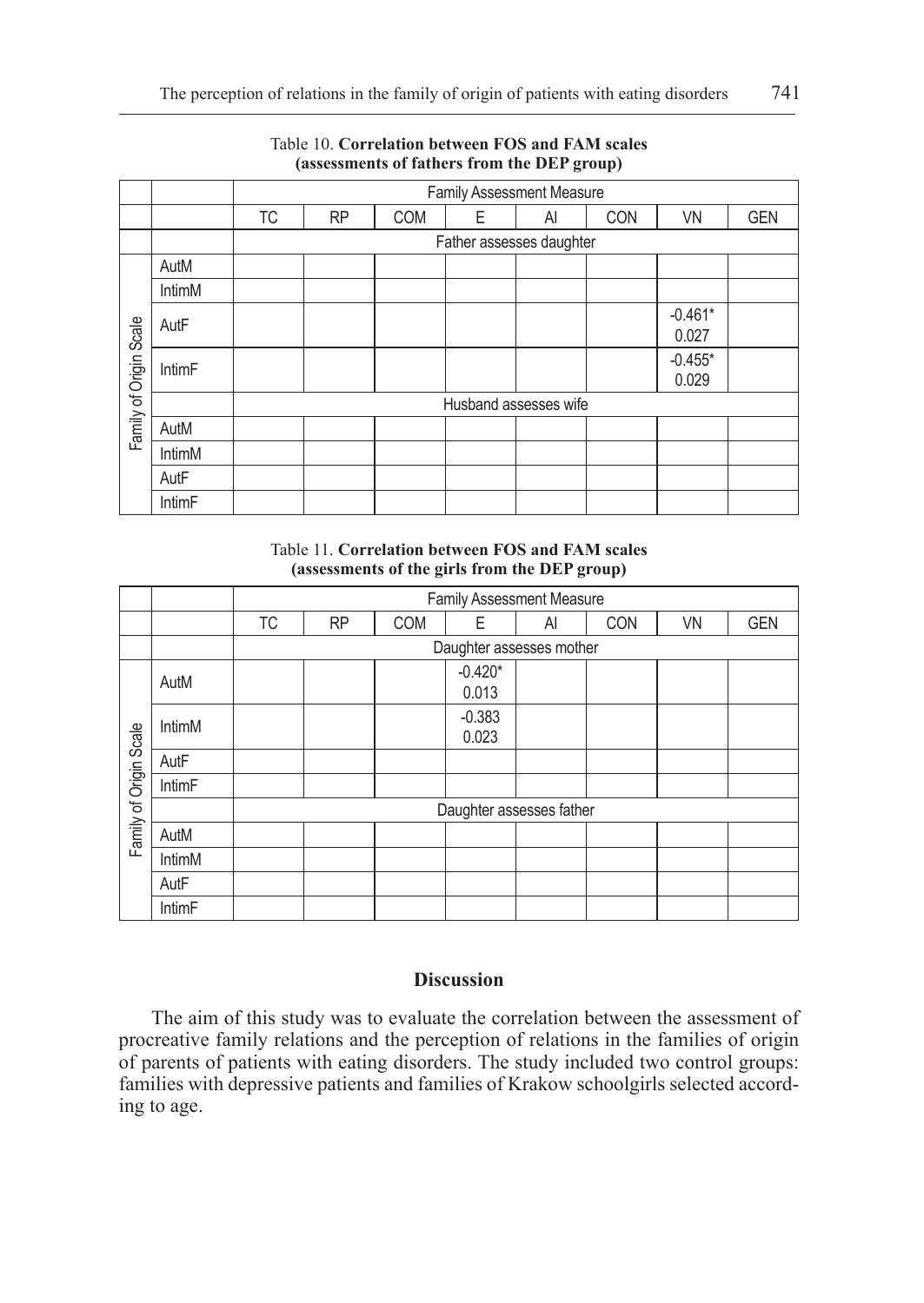Table 10. **Correlation between FOS and FAM scales (assessments of fathers from the DEP group)**

| | | Family Assessment Measure | | | | | | | |
|---|---|---|---|---|---|---|---|---|---|
| | | TC | RP | COM | E | AI | CON | VN | GEN |
| | | Father assesses daughter | | | | | | | |
| Family of Origin Scale | AutM | | | | | | | | |
| | IntimM | | | | | | | | |
| | AutF | | | | | | | -0.461* 0.027 | |
| | IntimF | | | | | | | -0.455* 0.029 | |
| | | Husband assesses wife | | | | | | | |
| | AutM | | | | | | | | |
| | IntimM | | | | | | | | |
| | AutF | | | | | | | | |
| | IntimF | | | | | | | | |

Table 11. **Correlation between FOS and FAM scales (assessments of the girls from the DEP group)**

| | | Family Assessment Measure | | | | | | | |
|---|---|---|---|---|---|---|---|---|---|
| | | TC | RP | COM | E | AI | CON | VN | GEN |
| | | Daughter assesses mother | | | | | | | |
| Family of Origin Scale | AutM | | | | -0.420* 0.013 | | | | |
| | IntimM | | | | -0.383 0.023 | | | | |
| | AutF | | | | | | | | |
| | IntimF | | | | | | | | |
| | | Daughter assesses father | | | | | | | |
| | AutM | | | | | | | | |
| | IntimM | | | | | | | | |
| | AutF | | | | | | | | |
| | IntimF | | | | | | | | |

## Discussion

The aim of this study was to evaluate the correlation between the assessment of procreative family relations and the perception of relations in the families of origin of parents of patients with eating disorders. The study included two control groups: families with depressive patients and families of Krakow schoolgirls selected according to age.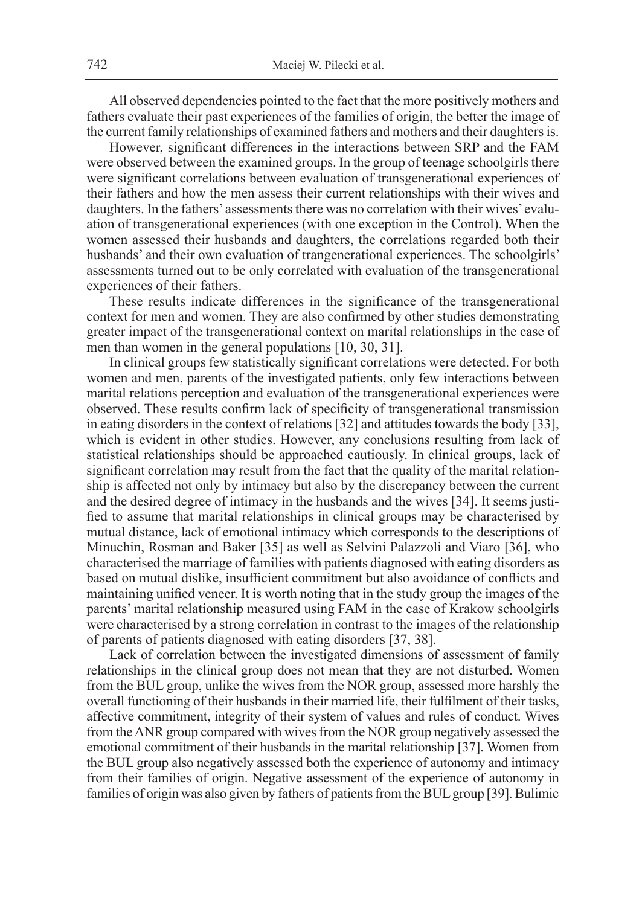All observed dependencies pointed to the fact that the more positively mothers and fathers evaluate their past experiences of the families of origin, the better the image of the current family relationships of examined fathers and mothers and their daughters is.

However, significant differences in the interactions between SRP and the FAM were observed between the examined groups. In the group of teenage schoolgirls there were significant correlations between evaluation of transgenerational experiences of their fathers and how the men assess their current relationships with their wives and daughters. In the fathers' assessments there was no correlation with their wives' evaluation of transgenerational experiences (with one exception in the Control). When the women assessed their husbands and daughters, the correlations regarded both their husbands' and their own evaluation of trangenerational experiences. The schoolgirls' assessments turned out to be only correlated with evaluation of the transgenerational experiences of their fathers.

These results indicate differences in the significance of the transgenerational context for men and women. They are also confirmed by other studies demonstrating greater impact of the transgenerational context on marital relationships in the case of men than women in the general populations [10, 30, 31].

In clinical groups few statistically significant correlations were detected. For both women and men, parents of the investigated patients, only few interactions between marital relations perception and evaluation of the transgenerational experiences were observed. These results confirm lack of specificity of transgenerational transmission in eating disorders in the context of relations [32] and attitudes towards the body [33], which is evident in other studies. However, any conclusions resulting from lack of statistical relationships should be approached cautiously. In clinical groups, lack of significant correlation may result from the fact that the quality of the marital relationship is affected not only by intimacy but also by the discrepancy between the current and the desired degree of intimacy in the husbands and the wives [34]. It seems justified to assume that marital relationships in clinical groups may be characterised by mutual distance, lack of emotional intimacy which corresponds to the descriptions of Minuchin, Rosman and Baker [35] as well as Selvini Palazzoli and Viaro [36], who characterised the marriage of families with patients diagnosed with eating disorders as based on mutual dislike, insufficient commitment but also avoidance of conflicts and maintaining unified veneer. It is worth noting that in the study group the images of the parents' marital relationship measured using FAM in the case of Krakow schoolgirls were characterised by a strong correlation in contrast to the images of the relationship of parents of patients diagnosed with eating disorders [37, 38].

Lack of correlation between the investigated dimensions of assessment of family relationships in the clinical group does not mean that they are not disturbed. Women from the BUL group, unlike the wives from the NOR group, assessed more harshly the overall functioning of their husbands in their married life, their fulfilment of their tasks, affective commitment, integrity of their system of values and rules of conduct. Wives from the ANR group compared with wives from the NOR group negatively assessed the emotional commitment of their husbands in the marital relationship [37]. Women from the BUL group also negatively assessed both the experience of autonomy and intimacy from their families of origin. Negative assessment of the experience of autonomy in families of origin was also given by fathers of patients from the BUL group [39]. Bulimic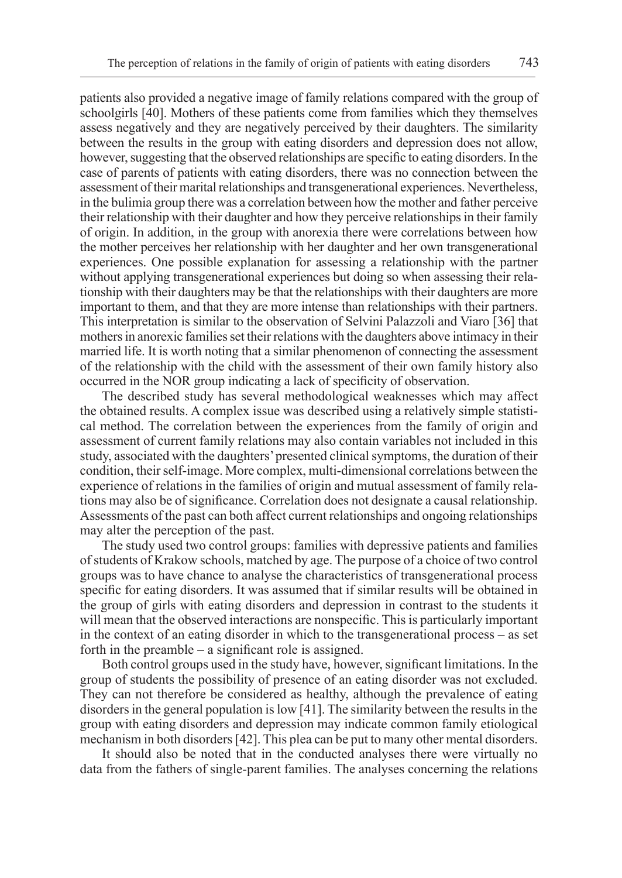patients also provided a negative image of family relations compared with the group of schoolgirls [40]. Mothers of these patients come from families which they themselves assess negatively and they are negatively perceived by their daughters. The similarity between the results in the group with eating disorders and depression does not allow, however, suggesting that the observed relationships are specific to eating disorders. In the case of parents of patients with eating disorders, there was no connection between the assessment of their marital relationships and transgenerational experiences. Nevertheless, in the bulimia group there was a correlation between how the mother and father perceive their relationship with their daughter and how they perceive relationships in their family of origin. In addition, in the group with anorexia there were correlations between how the mother perceives her relationship with her daughter and her own transgenerational experiences. One possible explanation for assessing a relationship with the partner without applying transgenerational experiences but doing so when assessing their relationship with their daughters may be that the relationships with their daughters are more important to them, and that they are more intense than relationships with their partners. This interpretation is similar to the observation of Selvini Palazzoli and Viaro [36] that mothers in anorexic families set their relations with the daughters above intimacy in their married life. It is worth noting that a similar phenomenon of connecting the assessment of the relationship with the child with the assessment of their own family history also occurred in the NOR group indicating a lack of specificity of observation.

The described study has several methodological weaknesses which may affect the obtained results. A complex issue was described using a relatively simple statistical method. The correlation between the experiences from the family of origin and assessment of current family relations may also contain variables not included in this study, associated with the daughters' presented clinical symptoms, the duration of their condition, their self-image. More complex, multi-dimensional correlations between the experience of relations in the families of origin and mutual assessment of family relations may also be of significance. Correlation does not designate a causal relationship. Assessments of the past can both affect current relationships and ongoing relationships may alter the perception of the past.

The study used two control groups: families with depressive patients and families of students of Krakow schools, matched by age. The purpose of a choice of two control groups was to have chance to analyse the characteristics of transgenerational process specific for eating disorders. It was assumed that if similar results will be obtained in the group of girls with eating disorders and depression in contrast to the students it will mean that the observed interactions are nonspecific. This is particularly important in the context of an eating disorder in which to the transgenerational process – as set forth in the preamble – a significant role is assigned.

Both control groups used in the study have, however, significant limitations. In the group of students the possibility of presence of an eating disorder was not excluded. They can not therefore be considered as healthy, although the prevalence of eating disorders in the general population is low [41]. The similarity between the results in the group with eating disorders and depression may indicate common family etiological mechanism in both disorders [42]. This plea can be put to many other mental disorders.

It should also be noted that in the conducted analyses there were virtually no data from the fathers of single-parent families. The analyses concerning the relations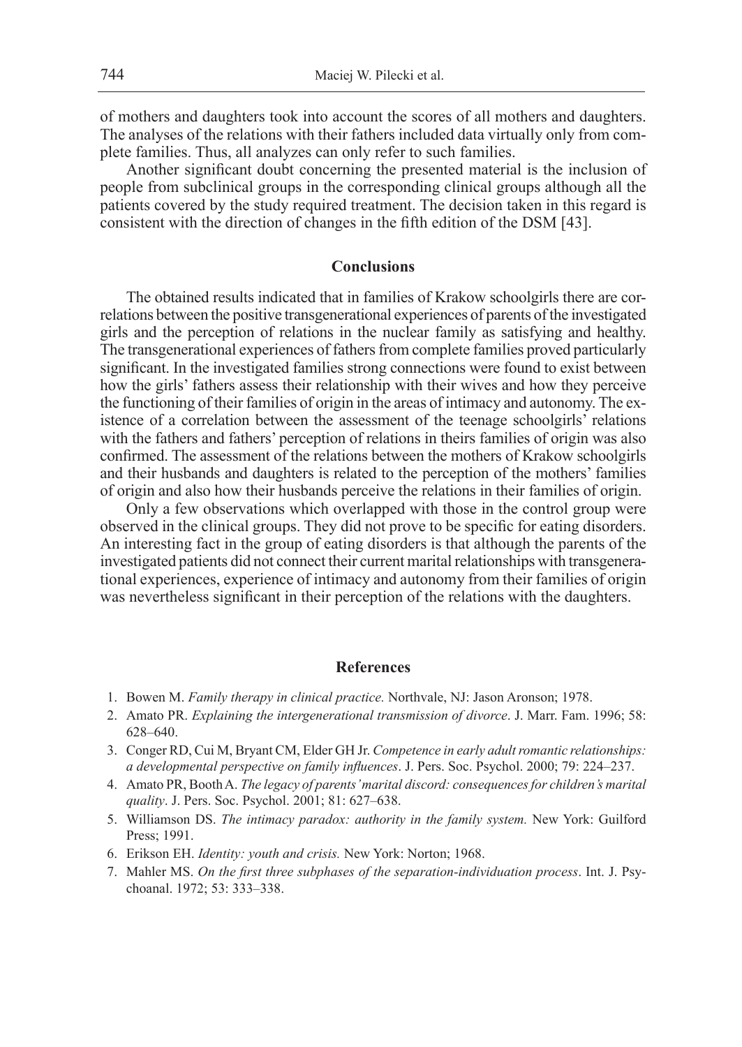of mothers and daughters took into account the scores of all mothers and daughters. The analyses of the relations with their fathers included data virtually only from complete families. Thus, all analyzes can only refer to such families.

Another significant doubt concerning the presented material is the inclusion of people from subclinical groups in the corresponding clinical groups although all the patients covered by the study required treatment. The decision taken in this regard is consistent with the direction of changes in the fifth edition of the DSM [43].

## Conclusions

The obtained results indicated that in families of Krakow schoolgirls there are correlations between the positive transgenerational experiences of parents of the investigated girls and the perception of relations in the nuclear family as satisfying and healthy. The transgenerational experiences of fathers from complete families proved particularly significant. In the investigated families strong connections were found to exist between how the girls' fathers assess their relationship with their wives and how they perceive the functioning of their families of origin in the areas of intimacy and autonomy. The existence of a correlation between the assessment of the teenage schoolgirls' relations with the fathers and fathers' perception of relations in theirs families of origin was also confirmed. The assessment of the relations between the mothers of Krakow schoolgirls and their husbands and daughters is related to the perception of the mothers' families of origin and also how their husbands perceive the relations in their families of origin.

Only a few observations which overlapped with those in the control group were observed in the clinical groups. They did not prove to be specific for eating disorders. An interesting fact in the group of eating disorders is that although the parents of the investigated patients did not connect their current marital relationships with transgenerational experiences, experience of intimacy and autonomy from their families of origin was nevertheless significant in their perception of the relations with the daughters.

## References

1. Bowen M. *Family therapy in clinical practice.* Northvale, NJ: Jason Aronson; 1978.
2. Amato PR. *Explaining the intergenerational transmission of divorce*. J. Marr. Fam. 1996; 58: 628–640.
3. Conger RD, Cui M, Bryant CM, Elder GH Jr. *Competence in early adult romantic relationships: a developmental perspective on family influences*. J. Pers. Soc. Psychol. 2000; 79: 224–237.
4. Amato PR, Booth A. *The legacy of parents' marital discord: consequences for children's marital quality*. J. Pers. Soc. Psychol. 2001; 81: 627–638.
5. Williamson DS. *The intimacy paradox: authority in the family system.* New York: Guilford Press; 1991.
6. Erikson EH. *Identity: youth and crisis.* New York: Norton; 1968.
7. Mahler MS. *On the first three subphases of the separation-individuation process*. Int. J. Psychoanal. 1972; 53: 333–338.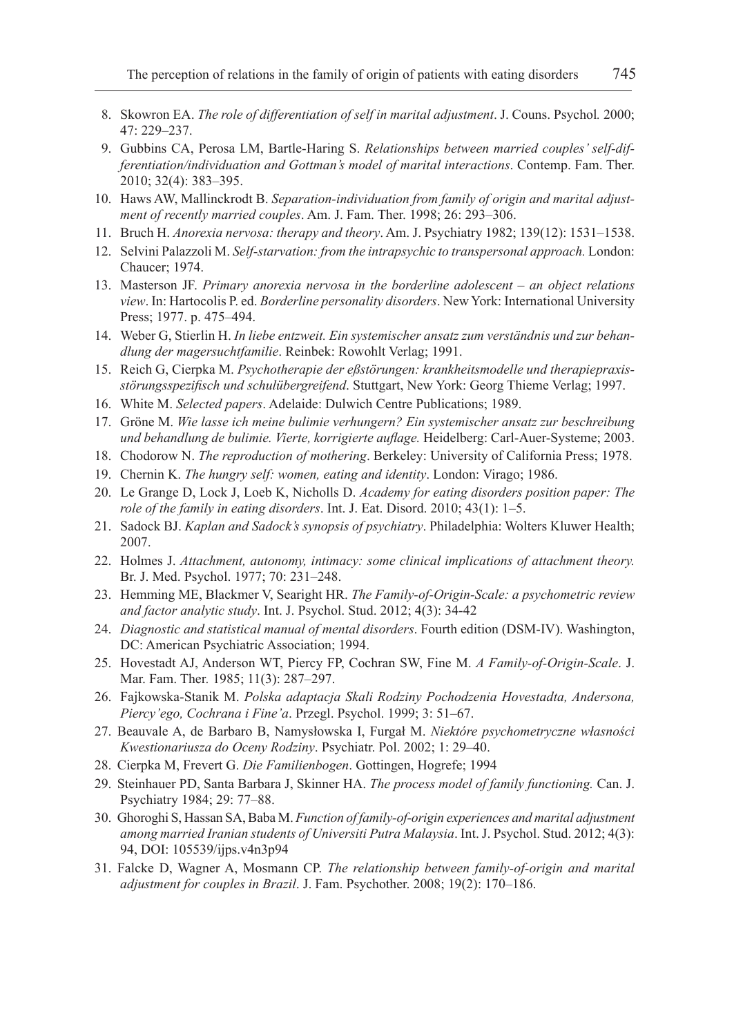8. Skowron EA. *The role of differentiation of self in marital adjustment*. J. Couns. Psychol. 2000; 47: 229–237.
9. Gubbins CA, Perosa LM, Bartle-Haring S. *Relationships between married couples' self-differentiation/individuation and Gottman's model of marital interactions*. Contemp. Fam. Ther. 2010; 32(4): 383–395.
10. Haws AW, Mallinckrodt B. *Separation-individuation from family of origin and marital adjustment of recently married couples*. Am. J. Fam. Ther. 1998; 26: 293–306.
11. Bruch H. *Anorexia nervosa: therapy and theory*. Am. J. Psychiatry 1982; 139(12): 1531–1538.
12. Selvini Palazzoli M. *Self-starvation: from the intrapsychic to transpersonal approach.* London: Chaucer; 1974.
13. Masterson JF. *Primary anorexia nervosa in the borderline adolescent – an object relations view*. In: Hartocolis P. ed. *Borderline personality disorders*. New York: International University Press; 1977. p. 475–494.
14. Weber G, Stierlin H. *In liebe entzweit. Ein systemischer ansatz zum verständnis und zur behandlung der magersuchtfamilie*. Reinbek: Rowohlt Verlag; 1991.
15. Reich G, Cierpka M. *Psychotherapie der eßstörungen: krankheitsmodelle und therapiepraxis-störungsspezifisch und schulübergreifend*. Stuttgart, New York: Georg Thieme Verlag; 1997.
16. White M. *Selected papers*. Adelaide: Dulwich Centre Publications; 1989.
17. Gröne M. *Wie lasse ich meine bulimie verhungern? Ein systemischer ansatz zur beschreibung und behandlung de bulimie. Vierte, korrigierte auflage.* Heidelberg: Carl-Auer-Systeme; 2003.
18. Chodorow N. *The reproduction of mothering*. Berkeley: University of California Press; 1978.
19. Chernin K. *The hungry self: women, eating and identity*. London: Virago; 1986.
20. Le Grange D, Lock J, Loeb K, Nicholls D. *Academy for eating disorders position paper: The role of the family in eating disorders*. Int. J. Eat. Disord. 2010; 43(1): 1–5.
21. Sadock BJ. *Kaplan and Sadock's synopsis of psychiatry*. Philadelphia: Wolters Kluwer Health; 2007.
22. Holmes J. *Attachment, autonomy, intimacy: some clinical implications of attachment theory.* Br. J. Med. Psychol. 1977; 70: 231–248.
23. Hemming ME, Blackmer V, Searight HR. *The Family-of-Origin-Scale: a psychometric review and factor analytic study*. Int. J. Psychol. Stud. 2012; 4(3): 34-42
24. *Diagnostic and statistical manual of mental disorders*. Fourth edition (DSM-IV). Washington, DC: American Psychiatric Association; 1994.
25. Hovestadt AJ, Anderson WT, Piercy FP, Cochran SW, Fine M. *A Family-of-Origin-Scale*. J. Mar. Fam. Ther. 1985; 11(3): 287–297.
26. Fajkowska-Stanik M. *Polska adaptacja Skali Rodziny Pochodzenia Hovestadta, Andersona, Piercy'ego, Cochrana i Fine'a*. Przegl. Psychol. 1999; 3: 51–67.
27. Beauvale A, de Barbaro B, Namysłowska I, Furgał M. *Niektóre psychometryczne własności Kwestionariusza do Oceny Rodziny*. Psychiatr. Pol. 2002; 1: 29–40.
28. Cierpka M, Frevert G. *Die Familienbogen*. Gottingen, Hogrefe; 1994
29. Steinhauer PD, Santa Barbara J, Skinner HA. *The process model of family functioning.* Can. J. Psychiatry 1984; 29: 77–88.
30. Ghoroghi S, Hassan SA, Baba M. *Function of family-of-origin experiences and marital adjustment among married Iranian students of Universiti Putra Malaysia*. Int. J. Psychol. Stud. 2012; 4(3): 94, DOI: 105539/ijps.v4n3p94
31. Falcke D, Wagner A, Mosmann CP. *The relationship between family-of-origin and marital adjustment for couples in Brazil*. J. Fam. Psychother. 2008; 19(2): 170–186.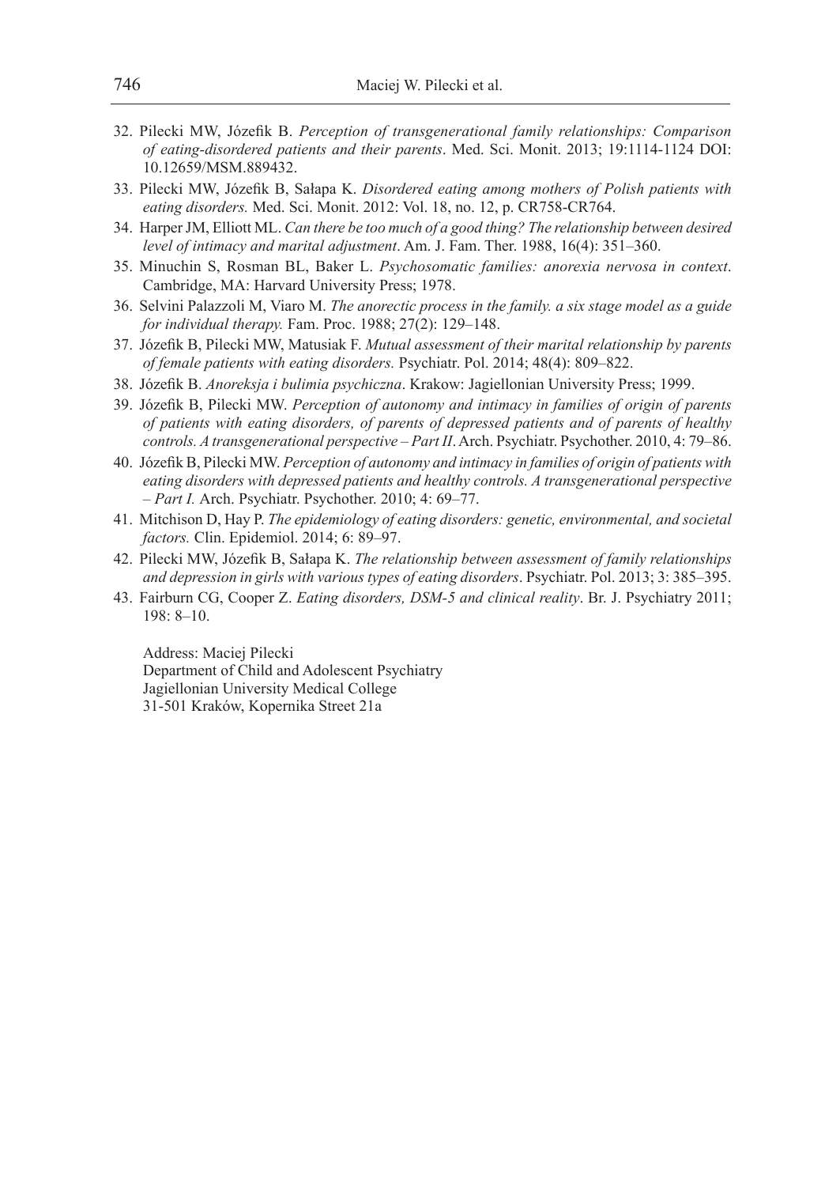32. Pilecki MW, Józefik B. *Perception of transgenerational family relationships: Comparison of eating-disordered patients and their parents*. Med. Sci. Monit. 2013; 19:1114-1124 DOI: 10.12659/MSM.889432.
33. Pilecki MW, Józefik B, Sałapa K. *Disordered eating among mothers of Polish patients with eating disorders.* Med. Sci. Monit. 2012: Vol. 18, no. 12, p. CR758-CR764.
34. Harper JM, Elliott ML. *Can there be too much of a good thing? The relationship between desired level of intimacy and marital adjustment*. Am. J. Fam. Ther. 1988, 16(4): 351–360.
35. Minuchin S, Rosman BL, Baker L. *Psychosomatic families: anorexia nervosa in context*. Cambridge, MA: Harvard University Press; 1978.
36. Selvini Palazzoli M, Viaro M. *The anorectic process in the family. a six stage model as a guide for individual therapy.* Fam. Proc. 1988; 27(2): 129–148.
37. Józefik B, Pilecki MW, Matusiak F. *Mutual assessment of their marital relationship by parents of female patients with eating disorders.* Psychiatr. Pol. 2014; 48(4): 809–822.
38. Józefik B. *Anoreksja i bulimia psychiczna*. Krakow: Jagiellonian University Press; 1999.
39. Józefik B, Pilecki MW. *Perception of autonomy and intimacy in families of origin of parents of patients with eating disorders, of parents of depressed patients and of parents of healthy controls. A transgenerational perspective – Part II*. Arch. Psychiatr. Psychother. 2010, 4: 79–86.
40. Józefik B, Pilecki MW. *Perception of autonomy and intimacy in families of origin of patients with eating disorders with depressed patients and healthy controls. A transgenerational perspective – Part I.* Arch. Psychiatr. Psychother. 2010; 4: 69–77.
41. Mitchison D, Hay P. *The epidemiology of eating disorders: genetic, environmental, and societal factors.* Clin. Epidemiol. 2014; 6: 89–97.
42. Pilecki MW, Józefik B, Sałapa K. *The relationship between assessment of family relationships and depression in girls with various types of eating disorders*. Psychiatr. Pol. 2013; 3: 385–395.
43. Fairburn CG, Cooper Z. *Eating disorders, DSM-5 and clinical reality*. Br. J. Psychiatry 2011; 198: 8–10.

Address: Maciej Pilecki
Department of Child and Adolescent Psychiatry
Jagiellonian University Medical College
31-501 Kraków, Kopernika Street 21a